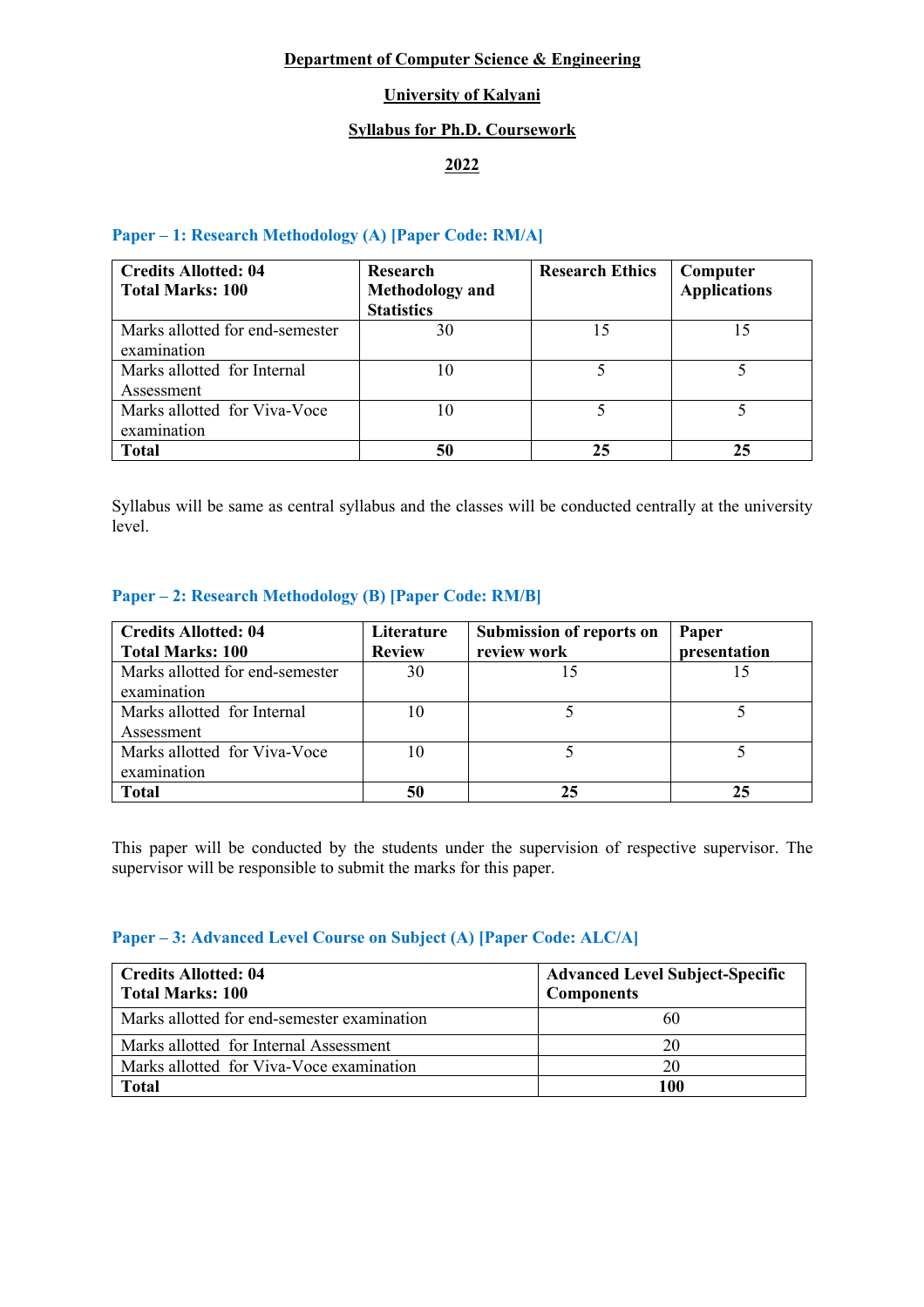**Department of Computer Science & Engineering**

**University of Kalyani**

**Syllabus for Ph.D. Coursework**

**2022**

### Paper – 1: Research Methodology (A) [Paper Code: RM/A]

| **Credits Allotted: 04**<br>**Total Marks: 100** | **Research Methodology and Statistics** | **Research Ethics** | **Computer Applications** |
|---|---|---|---|
| Marks allotted for end-semester examination | 30 | 15 | 15 |
| Marks allotted for Internal Assessment | 10 | 5 | 5 |
| Marks allotted for Viva-Voce examination | 10 | 5 | 5 |
| **Total** | **50** | **25** | **25** |

Syllabus will be same as central syllabus and the classes will be conducted centrally at the university level.

### Paper – 2: Research Methodology (B) [Paper Code: RM/B]

| **Credits Allotted: 04**<br>**Total Marks: 100** | **Literature Review** | **Submission of reports on review work** | **Paper presentation** |
|---|---|---|---|
| Marks allotted for end-semester examination | 30 | 15 | 15 |
| Marks allotted for Internal Assessment | 10 | 5 | 5 |
| Marks allotted for Viva-Voce examination | 10 | 5 | 5 |
| **Total** | **50** | **25** | **25** |

This paper will be conducted by the students under the supervision of respective supervisor. The supervisor will be responsible to submit the marks for this paper.

### Paper – 3: Advanced Level Course on Subject (A) [Paper Code: ALC/A]

| **Credits Allotted: 04**<br>**Total Marks: 100** | **Advanced Level Subject-Specific Components** |
|---|---|
| Marks allotted for end-semester examination | 60 |
| Marks allotted for Internal Assessment | 20 |
| Marks allotted for Viva-Voce examination | 20 |
| **Total** | **100** |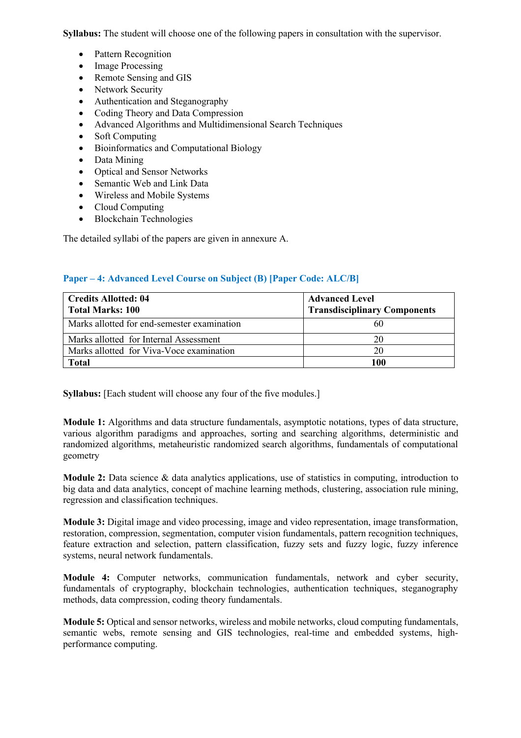**Syllabus:** The student will choose one of the following papers in consultation with the supervisor.

- Pattern Recognition
- Image Processing
- Remote Sensing and GIS
- Network Security
- Authentication and Steganography
- Coding Theory and Data Compression
- Advanced Algorithms and Multidimensional Search Techniques
- Soft Computing
- Bioinformatics and Computational Biology
- Data Mining
- Optical and Sensor Networks
- Semantic Web and Link Data
- Wireless and Mobile Systems
- Cloud Computing
- Blockchain Technologies

The detailed syllabi of the papers are given in annexure A.

### Paper – 4: Advanced Level Course on Subject (B) [Paper Code: ALC/B]

| **Credits Allotted: 04**<br>**Total Marks: 100** | **Advanced Level Transdisciplinary Components** |
|---|---|
| Marks allotted for end-semester examination | 60 |
| Marks allotted for Internal Assessment | 20 |
| Marks allotted for Viva-Voce examination | 20 |
| **Total** | **100** |

**Syllabus:** [Each student will choose any four of the five modules.]

**Module 1:** Algorithms and data structure fundamentals, asymptotic notations, types of data structure, various algorithm paradigms and approaches, sorting and searching algorithms, deterministic and randomized algorithms, metaheuristic randomized search algorithms, fundamentals of computational geometry

**Module 2:** Data science & data analytics applications, use of statistics in computing, introduction to big data and data analytics, concept of machine learning methods, clustering, association rule mining, regression and classification techniques.

**Module 3:** Digital image and video processing, image and video representation, image transformation, restoration, compression, segmentation, computer vision fundamentals, pattern recognition techniques, feature extraction and selection, pattern classification, fuzzy sets and fuzzy logic, fuzzy inference systems, neural network fundamentals.

**Module 4:** Computer networks, communication fundamentals, network and cyber security, fundamentals of cryptography, blockchain technologies, authentication techniques, steganography methods, data compression, coding theory fundamentals.

**Module 5:** Optical and sensor networks, wireless and mobile networks, cloud computing fundamentals, semantic webs, remote sensing and GIS technologies, real-time and embedded systems, high-performance computing.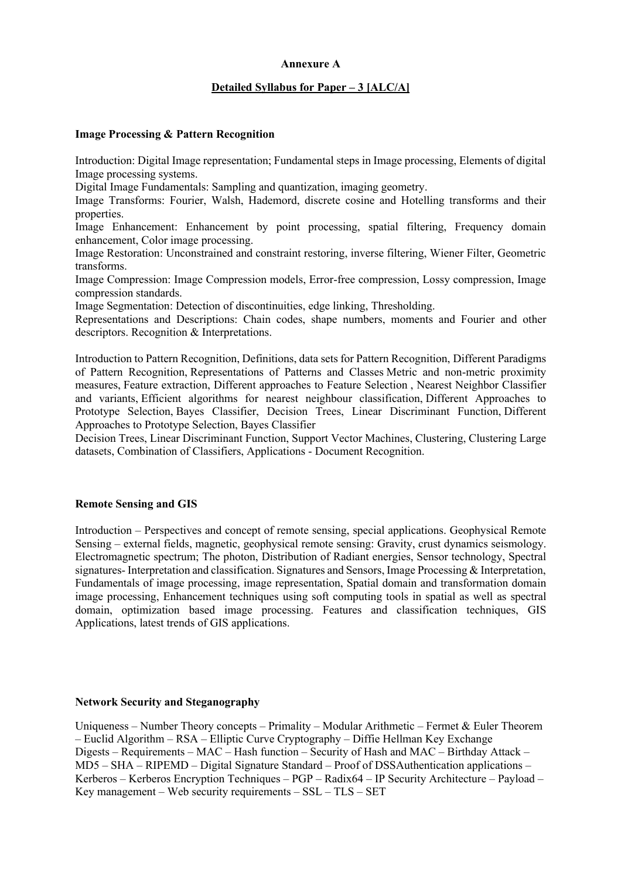**Annexure A**

**Detailed Syllabus for Paper – 3 [ALC/A]**

**Image Processing & Pattern Recognition**

Introduction: Digital Image representation; Fundamental steps in Image processing, Elements of digital Image processing systems.
Digital Image Fundamentals: Sampling and quantization, imaging geometry.
Image Transforms: Fourier, Walsh, Hademord, discrete cosine and Hotelling transforms and their properties.
Image Enhancement: Enhancement by point processing, spatial filtering, Frequency domain enhancement, Color image processing.
Image Restoration: Unconstrained and constraint restoring, inverse filtering, Wiener Filter, Geometric transforms.
Image Compression: Image Compression models, Error-free compression, Lossy compression, Image compression standards.
Image Segmentation: Detection of discontinuities, edge linking, Thresholding.
Representations and Descriptions: Chain codes, shape numbers, moments and Fourier and other descriptors. Recognition & Interpretations.

Introduction to Pattern Recognition, Definitions, data sets for Pattern Recognition, Different Paradigms of Pattern Recognition, Representations of Patterns and Classes Metric and non-metric proximity measures, Feature extraction, Different approaches to Feature Selection , Nearest Neighbor Classifier and variants, Efficient algorithms for nearest neighbour classification, Different Approaches to Prototype Selection, Bayes Classifier, Decision Trees, Linear Discriminant Function, Different Approaches to Prototype Selection, Bayes Classifier
Decision Trees, Linear Discriminant Function, Support Vector Machines, Clustering, Clustering Large datasets, Combination of Classifiers, Applications - Document Recognition.

**Remote Sensing and GIS**

Introduction – Perspectives and concept of remote sensing, special applications. Geophysical Remote Sensing – external fields, magnetic, geophysical remote sensing: Gravity, crust dynamics seismology. Electromagnetic spectrum; The photon, Distribution of Radiant energies, Sensor technology, Spectral signatures- Interpretation and classification. Signatures and Sensors, Image Processing & Interpretation, Fundamentals of image processing, image representation, Spatial domain and transformation domain image processing, Enhancement techniques using soft computing tools in spatial as well as spectral domain, optimization based image processing. Features and classification techniques, GIS Applications, latest trends of GIS applications.

**Network Security and Steganography**

Uniqueness – Number Theory concepts – Primality – Modular Arithmetic – Fermet & Euler Theorem – Euclid Algorithm – RSA – Elliptic Curve Cryptography – Diffie Hellman Key Exchange
Digests – Requirements – MAC – Hash function – Security of Hash and MAC – Birthday Attack – MD5 – SHA – RIPEMD – Digital Signature Standard – Proof of DSSAuthentication applications – Kerberos – Kerberos Encryption Techniques – PGP – Radix64 – IP Security Architecture – Payload – Key management – Web security requirements – SSL – TLS – SET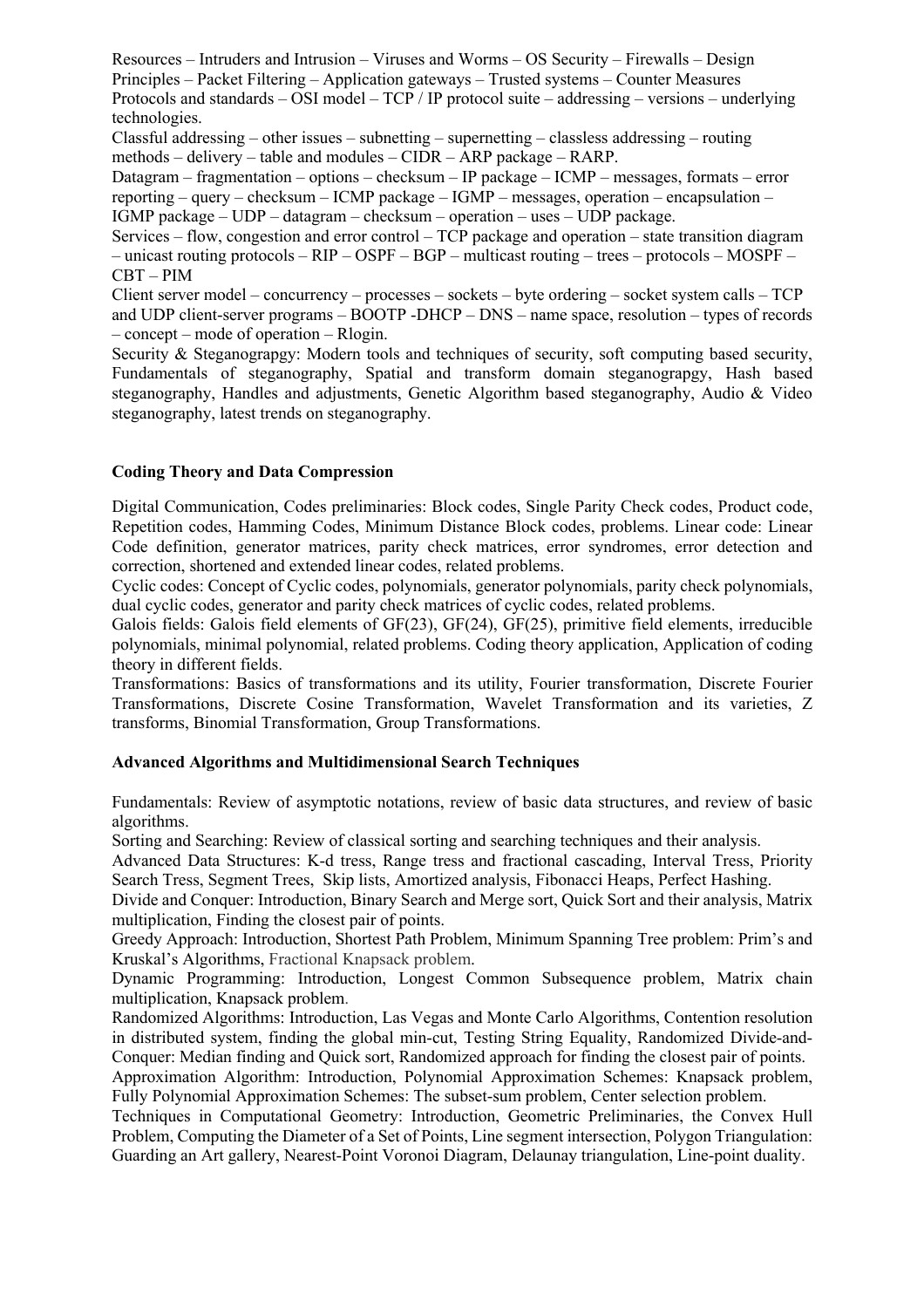Resources – Intruders and Intrusion – Viruses and Worms – OS Security – Firewalls – Design Principles – Packet Filtering – Application gateways – Trusted systems – Counter Measures
Protocols and standards – OSI model – TCP / IP protocol suite – addressing – versions – underlying technologies.

Classful addressing – other issues – subnetting – supernetting – classless addressing – routing methods – delivery – table and modules – CIDR – ARP package – RARP.

Datagram – fragmentation – options – checksum – IP package – ICMP – messages, formats – error reporting – query – checksum – ICMP package – IGMP – messages, operation – encapsulation – IGMP package – UDP – datagram – checksum – operation – uses – UDP package.

Services – flow, congestion and error control – TCP package and operation – state transition diagram – unicast routing protocols – RIP – OSPF – BGP – multicast routing – trees – protocols – MOSPF – CBT – PIM

Client server model – concurrency – processes – sockets – byte ordering – socket system calls – TCP and UDP client-server programs – BOOTP -DHCP – DNS – name space, resolution – types of records – concept – mode of operation – Rlogin.

Security & Steganograpgy: Modern tools and techniques of security, soft computing based security, Fundamentals of steganography, Spatial and transform domain steganograpgy, Hash based steganography, Handles and adjustments, Genetic Algorithm based steganography, Audio & Video steganography, latest trends on steganography.

**Coding Theory and Data Compression**

Digital Communication, Codes preliminaries: Block codes, Single Parity Check codes, Product code, Repetition codes, Hamming Codes, Minimum Distance Block codes, problems. Linear code: Linear Code definition, generator matrices, parity check matrices, error syndromes, error detection and correction, shortened and extended linear codes, related problems.

Cyclic codes: Concept of Cyclic codes, polynomials, generator polynomials, parity check polynomials, dual cyclic codes, generator and parity check matrices of cyclic codes, related problems.

Galois fields: Galois field elements of GF(23), GF(24), GF(25), primitive field elements, irreducible polynomials, minimal polynomial, related problems. Coding theory application, Application of coding theory in different fields.

Transformations: Basics of transformations and its utility, Fourier transformation, Discrete Fourier Transformations, Discrete Cosine Transformation, Wavelet Transformation and its varieties, Z transforms, Binomial Transformation, Group Transformations.

**Advanced Algorithms and Multidimensional Search Techniques**

Fundamentals: Review of asymptotic notations, review of basic data structures, and review of basic algorithms.

Sorting and Searching: Review of classical sorting and searching techniques and their analysis.

Advanced Data Structures: K-d tress, Range tress and fractional cascading, Interval Tress, Priority Search Tress, Segment Trees, Skip lists, Amortized analysis, Fibonacci Heaps, Perfect Hashing.

Divide and Conquer: Introduction, Binary Search and Merge sort, Quick Sort and their analysis, Matrix multiplication, Finding the closest pair of points.

Greedy Approach: Introduction, Shortest Path Problem, Minimum Spanning Tree problem: Prim's and Kruskal's Algorithms, Fractional Knapsack problem.

Dynamic Programming: Introduction, Longest Common Subsequence problem, Matrix chain multiplication, Knapsack problem.

Randomized Algorithms: Introduction, Las Vegas and Monte Carlo Algorithms, Contention resolution in distributed system, finding the global min-cut, Testing String Equality, Randomized Divide-and-Conquer: Median finding and Quick sort, Randomized approach for finding the closest pair of points.

Approximation Algorithm: Introduction, Polynomial Approximation Schemes: Knapsack problem, Fully Polynomial Approximation Schemes: The subset-sum problem, Center selection problem.

Techniques in Computational Geometry: Introduction, Geometric Preliminaries, the Convex Hull Problem, Computing the Diameter of a Set of Points, Line segment intersection, Polygon Triangulation: Guarding an Art gallery, Nearest-Point Voronoi Diagram, Delaunay triangulation, Line-point duality.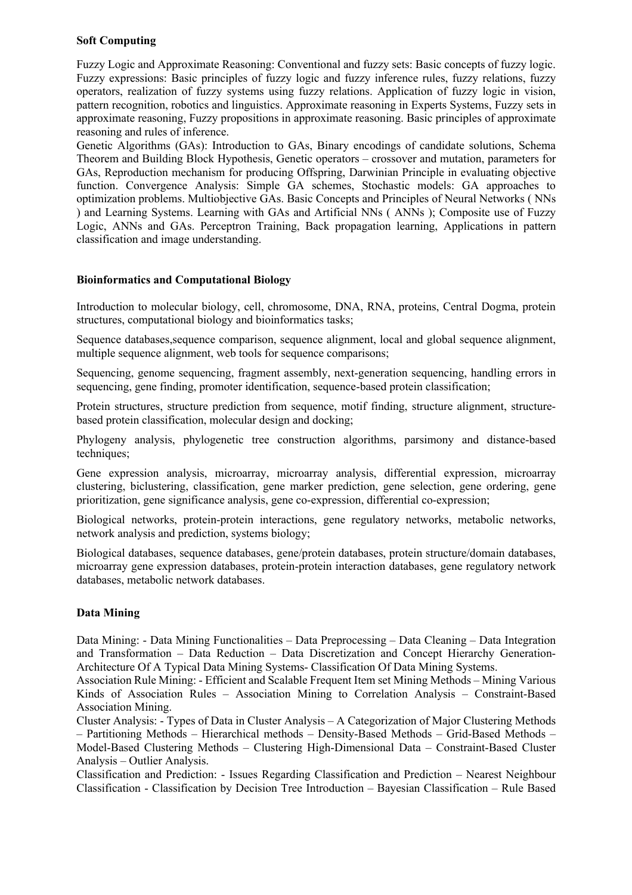**Soft Computing**

Fuzzy Logic and Approximate Reasoning: Conventional and fuzzy sets: Basic concepts of fuzzy logic. Fuzzy expressions: Basic principles of fuzzy logic and fuzzy inference rules, fuzzy relations, fuzzy operators, realization of fuzzy systems using fuzzy relations. Application of fuzzy logic in vision, pattern recognition, robotics and linguistics. Approximate reasoning in Experts Systems, Fuzzy sets in approximate reasoning, Fuzzy propositions in approximate reasoning. Basic principles of approximate reasoning and rules of inference.
Genetic Algorithms (GAs): Introduction to GAs, Binary encodings of candidate solutions, Schema Theorem and Building Block Hypothesis, Genetic operators – crossover and mutation, parameters for GAs, Reproduction mechanism for producing Offspring, Darwinian Principle in evaluating objective function. Convergence Analysis: Simple GA schemes, Stochastic models: GA approaches to optimization problems. Multiobjective GAs. Basic Concepts and Principles of Neural Networks ( NNs ) and Learning Systems. Learning with GAs and Artificial NNs ( ANNs ); Composite use of Fuzzy Logic, ANNs and GAs. Perceptron Training, Back propagation learning, Applications in pattern classification and image understanding.

**Bioinformatics and Computational Biology**

Introduction to molecular biology, cell, chromosome, DNA, RNA, proteins, Central Dogma, protein structures, computational biology and bioinformatics tasks;

Sequence databases,sequence comparison, sequence alignment, local and global sequence alignment, multiple sequence alignment, web tools for sequence comparisons;

Sequencing, genome sequencing, fragment assembly, next-generation sequencing, handling errors in sequencing, gene finding, promoter identification, sequence-based protein classification;

Protein structures, structure prediction from sequence, motif finding, structure alignment, structure-based protein classification, molecular design and docking;

Phylogeny analysis, phylogenetic tree construction algorithms, parsimony and distance-based techniques;

Gene expression analysis, microarray, microarray analysis, differential expression, microarray clustering, biclustering, classification, gene marker prediction, gene selection, gene ordering, gene prioritization, gene significance analysis, gene co-expression, differential co-expression;

Biological networks, protein-protein interactions, gene regulatory networks, metabolic networks, network analysis and prediction, systems biology;

Biological databases, sequence databases, gene/protein databases, protein structure/domain databases, microarray gene expression databases, protein-protein interaction databases, gene regulatory network databases, metabolic network databases.

**Data Mining**

Data Mining: - Data Mining Functionalities – Data Preprocessing – Data Cleaning – Data Integration and Transformation – Data Reduction – Data Discretization and Concept Hierarchy Generation- Architecture Of A Typical Data Mining Systems- Classification Of Data Mining Systems.
Association Rule Mining: - Efficient and Scalable Frequent Item set Mining Methods – Mining Various Kinds of Association Rules – Association Mining to Correlation Analysis – Constraint-Based Association Mining.
Cluster Analysis: - Types of Data in Cluster Analysis – A Categorization of Major Clustering Methods – Partitioning Methods – Hierarchical methods – Density-Based Methods – Grid-Based Methods – Model-Based Clustering Methods – Clustering High-Dimensional Data – Constraint-Based Cluster Analysis – Outlier Analysis.
Classification and Prediction: - Issues Regarding Classification and Prediction – Nearest Neighbour Classification - Classification by Decision Tree Introduction – Bayesian Classification – Rule Based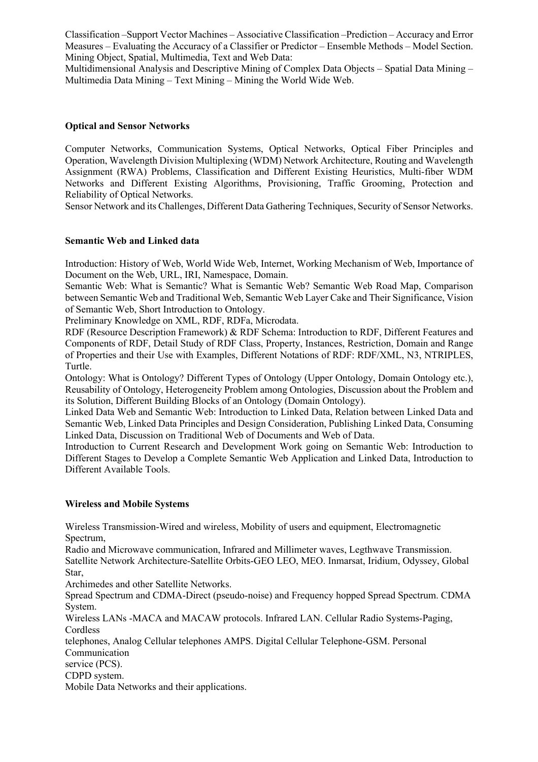Classification –Support Vector Machines – Associative Classification –Prediction – Accuracy and Error Measures – Evaluating the Accuracy of a Classifier or Predictor – Ensemble Methods – Model Section. Mining Object, Spatial, Multimedia, Text and Web Data:
Multidimensional Analysis and Descriptive Mining of Complex Data Objects – Spatial Data Mining – Multimedia Data Mining – Text Mining – Mining the World Wide Web.

**Optical and Sensor Networks**

Computer Networks, Communication Systems, Optical Networks, Optical Fiber Principles and Operation, Wavelength Division Multiplexing (WDM) Network Architecture, Routing and Wavelength Assignment (RWA) Problems, Classification and Different Existing Heuristics, Multi-fiber WDM Networks and Different Existing Algorithms, Provisioning, Traffic Grooming, Protection and Reliability of Optical Networks.
Sensor Network and its Challenges, Different Data Gathering Techniques, Security of Sensor Networks.

**Semantic Web and Linked data**

Introduction: History of Web, World Wide Web, Internet, Working Mechanism of Web, Importance of Document on the Web, URL, IRI, Namespace, Domain.
Semantic Web: What is Semantic? What is Semantic Web? Semantic Web Road Map, Comparison between Semantic Web and Traditional Web, Semantic Web Layer Cake and Their Significance, Vision of Semantic Web, Short Introduction to Ontology.
Preliminary Knowledge on XML, RDF, RDFa, Microdata.
RDF (Resource Description Framework) & RDF Schema: Introduction to RDF, Different Features and Components of RDF, Detail Study of RDF Class, Property, Instances, Restriction, Domain and Range of Properties and their Use with Examples, Different Notations of RDF: RDF/XML, N3, NTRIPLES, Turtle.
Ontology: What is Ontology? Different Types of Ontology (Upper Ontology, Domain Ontology etc.), Reusability of Ontology, Heterogeneity Problem among Ontologies, Discussion about the Problem and its Solution, Different Building Blocks of an Ontology (Domain Ontology).
Linked Data Web and Semantic Web: Introduction to Linked Data, Relation between Linked Data and Semantic Web, Linked Data Principles and Design Consideration, Publishing Linked Data, Consuming Linked Data, Discussion on Traditional Web of Documents and Web of Data.
Introduction to Current Research and Development Work going on Semantic Web: Introduction to Different Stages to Develop a Complete Semantic Web Application and Linked Data, Introduction to Different Available Tools.

**Wireless and Mobile Systems**

Wireless Transmission-Wired and wireless, Mobility of users and equipment, Electromagnetic Spectrum,
Radio and Microwave communication, Infrared and Millimeter waves, Legthwave Transmission.
Satellite Network Architecture-Satellite Orbits-GEO LEO, MEO. Inmarsat, Iridium, Odyssey, Global Star,
Archimedes and other Satellite Networks.
Spread Spectrum and CDMA-Direct (pseudo-noise) and Frequency hopped Spread Spectrum. CDMA System.
Wireless LANs -MACA and MACAW protocols. Infrared LAN. Cellular Radio Systems-Paging, Cordless
telephones, Analog Cellular telephones AMPS. Digital Cellular Telephone-GSM. Personal Communication
service (PCS).
CDPD system.
Mobile Data Networks and their applications.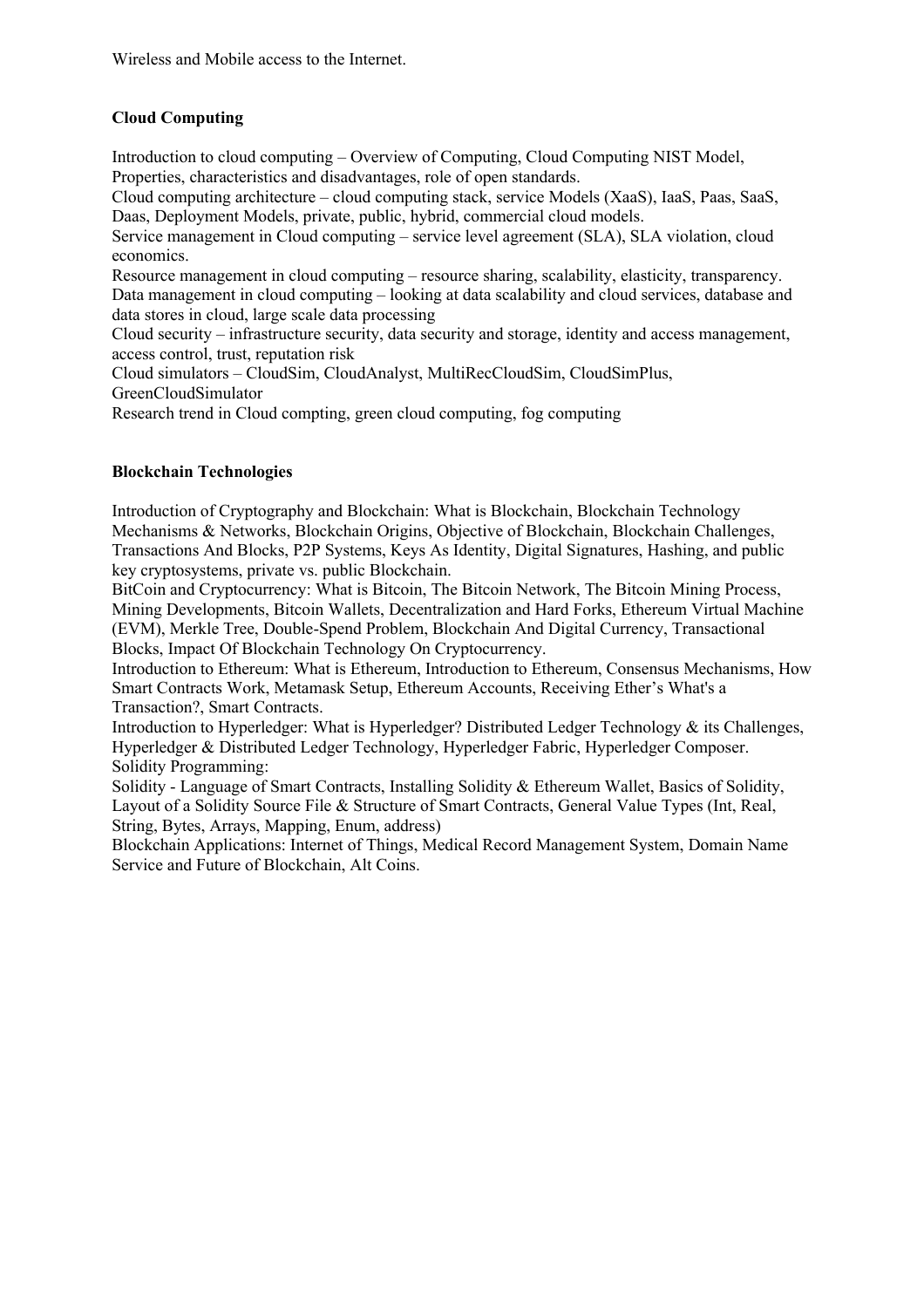Wireless and Mobile access to the Internet.

**Cloud Computing**

Introduction to cloud computing – Overview of Computing, Cloud Computing NIST Model, Properties, characteristics and disadvantages, role of open standards.
Cloud computing architecture – cloud computing stack, service Models (XaaS), IaaS, Paas, SaaS, Daas, Deployment Models, private, public, hybrid, commercial cloud models.
Service management in Cloud computing – service level agreement (SLA), SLA violation, cloud economics.
Resource management in cloud computing – resource sharing, scalability, elasticity, transparency.
Data management in cloud computing – looking at data scalability and cloud services, database and data stores in cloud, large scale data processing
Cloud security – infrastructure security, data security and storage, identity and access management, access control, trust, reputation risk
Cloud simulators – CloudSim, CloudAnalyst, MultiRecCloudSim, CloudSimPlus, GreenCloudSimulator
Research trend in Cloud compting, green cloud computing, fog computing

**Blockchain Technologies**

Introduction of Cryptography and Blockchain: What is Blockchain, Blockchain Technology Mechanisms & Networks, Blockchain Origins, Objective of Blockchain, Blockchain Challenges, Transactions And Blocks, P2P Systems, Keys As Identity, Digital Signatures, Hashing, and public key cryptosystems, private vs. public Blockchain.
BitCoin and Cryptocurrency: What is Bitcoin, The Bitcoin Network, The Bitcoin Mining Process, Mining Developments, Bitcoin Wallets, Decentralization and Hard Forks, Ethereum Virtual Machine (EVM), Merkle Tree, Double-Spend Problem, Blockchain And Digital Currency, Transactional Blocks, Impact Of Blockchain Technology On Cryptocurrency.
Introduction to Ethereum: What is Ethereum, Introduction to Ethereum, Consensus Mechanisms, How Smart Contracts Work, Metamask Setup, Ethereum Accounts, Receiving Ether's What's a Transaction?, Smart Contracts.
Introduction to Hyperledger: What is Hyperledger? Distributed Ledger Technology & its Challenges, Hyperledger & Distributed Ledger Technology, Hyperledger Fabric, Hyperledger Composer.
Solidity Programming:
Solidity - Language of Smart Contracts, Installing Solidity & Ethereum Wallet, Basics of Solidity, Layout of a Solidity Source File & Structure of Smart Contracts, General Value Types (Int, Real, String, Bytes, Arrays, Mapping, Enum, address)
Blockchain Applications: Internet of Things, Medical Record Management System, Domain Name Service and Future of Blockchain, Alt Coins.